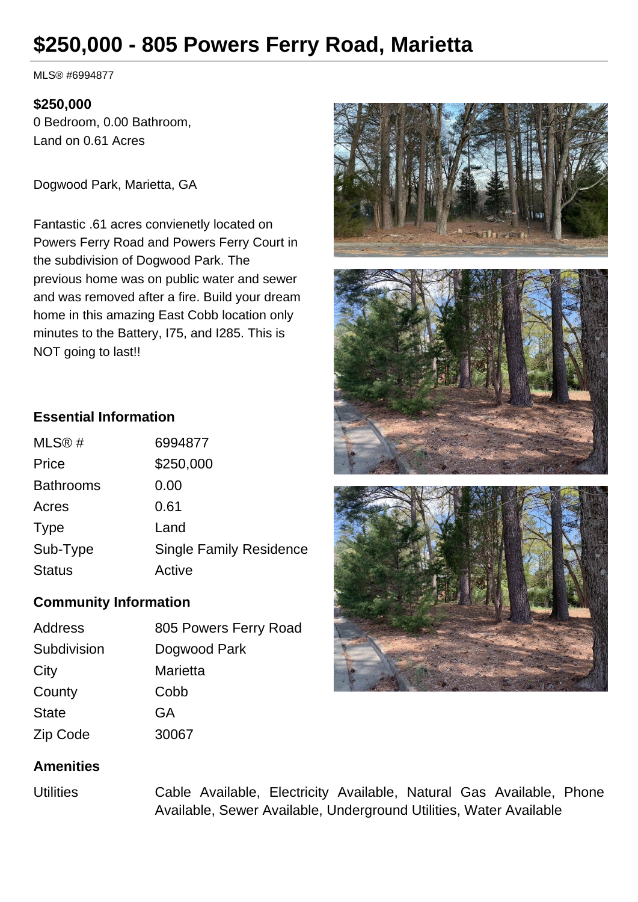# $250,000 - 805 Powers Ferry Road, Marietta

MLS® #6994877

**$250,000**
0 Bedroom, 0.00 Bathroom,
Land on 0.61 Acres

Dogwood Park, Marietta, GA

Fantastic .61 acres convienetly located on Powers Ferry Road and Powers Ferry Court in the subdivision of Dogwood Park. The previous home was on public water and sewer and was removed after a fire. Build your dream home in this amazing East Cobb location only minutes to the Battery, I75, and I285. This is NOT going to last!!

### Essential Information

| | |
|---|---|
| MLS® # | 6994877 |
| Price | $250,000 |
| Bathrooms | 0.00 |
| Acres | 0.61 |
| Type | Land |
| Sub-Type | Single Family Residence |
| Status | Active |

### Community Information

| | |
|---|---|
| Address | 805 Powers Ferry Road |
| Subdivision | Dogwood Park |
| City | Marietta |
| County | Cobb |
| State | GA |
| Zip Code | 30067 |

### Amenities

| | |
|---|---|
| Utilities | Cable Available, Electricity Available, Natural Gas Available, Phone Available, Sewer Available, Underground Utilities, Water Available |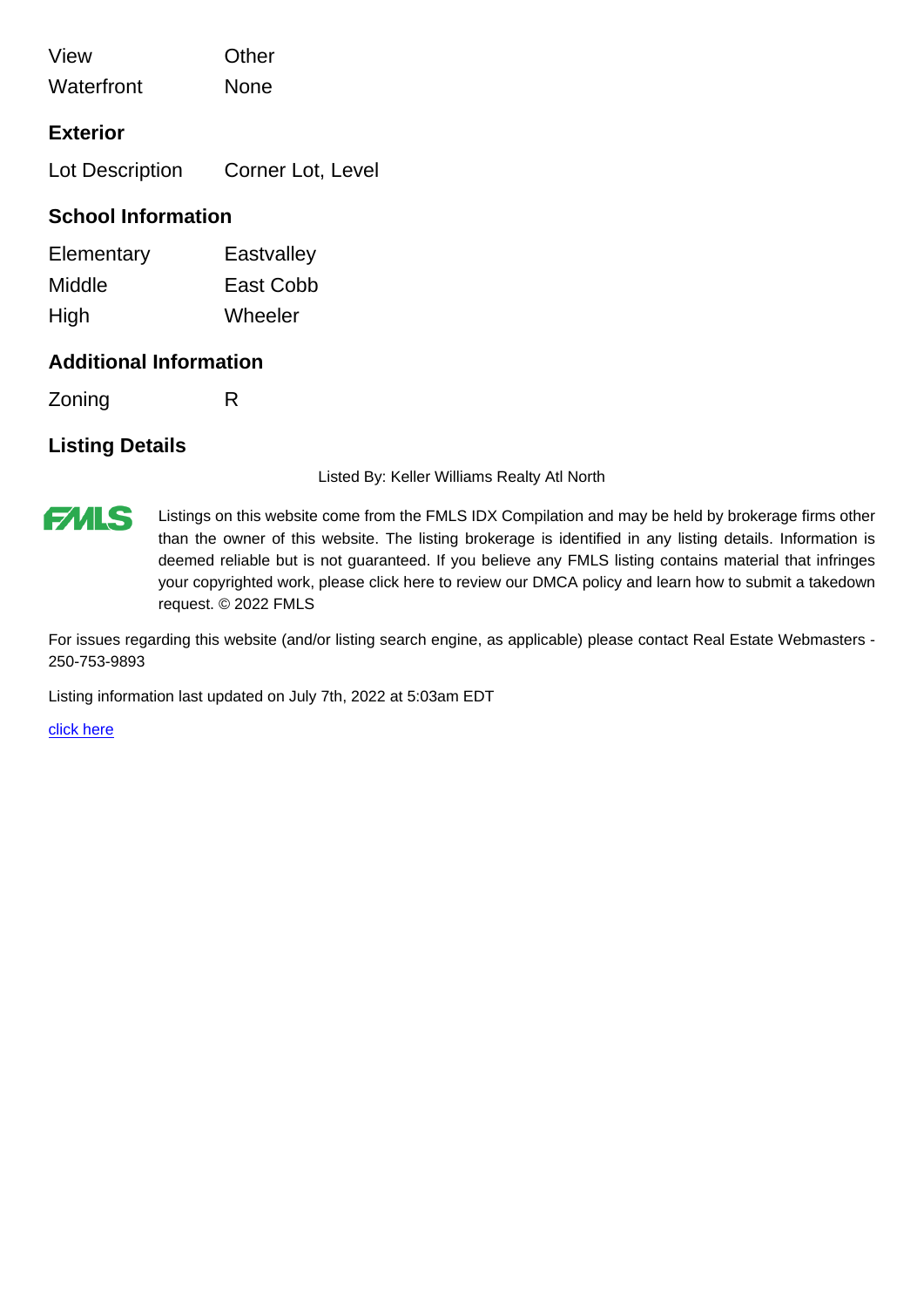| | |
|---|---|
| View | Other |
| Waterfront | None |

## Exterior

| | |
|---|---|
| Lot Description | Corner Lot, Level |

## School Information

| | |
|---|---|
| Elementary | Eastvalley |
| Middle | East Cobb |
| High | Wheeler |

## Additional Information

| | |
|---|---|
| Zoning | R |

## Listing Details

Listed By: Keller Williams Realty Atl North

FMLS

Listings on this website come from the FMLS IDX Compilation and may be held by brokerage firms other than the owner of this website. The listing brokerage is identified in any listing details. Information is deemed reliable but is not guaranteed. If you believe any FMLS listing contains material that infringes your copyrighted work, please click here to review our DMCA policy and learn how to submit a takedown request. © 2022 FMLS

For issues regarding this website (and/or listing search engine, as applicable) please contact Real Estate Webmasters - 250-753-9893

Listing information last updated on July 7th, 2022 at 5:03am EDT

click here